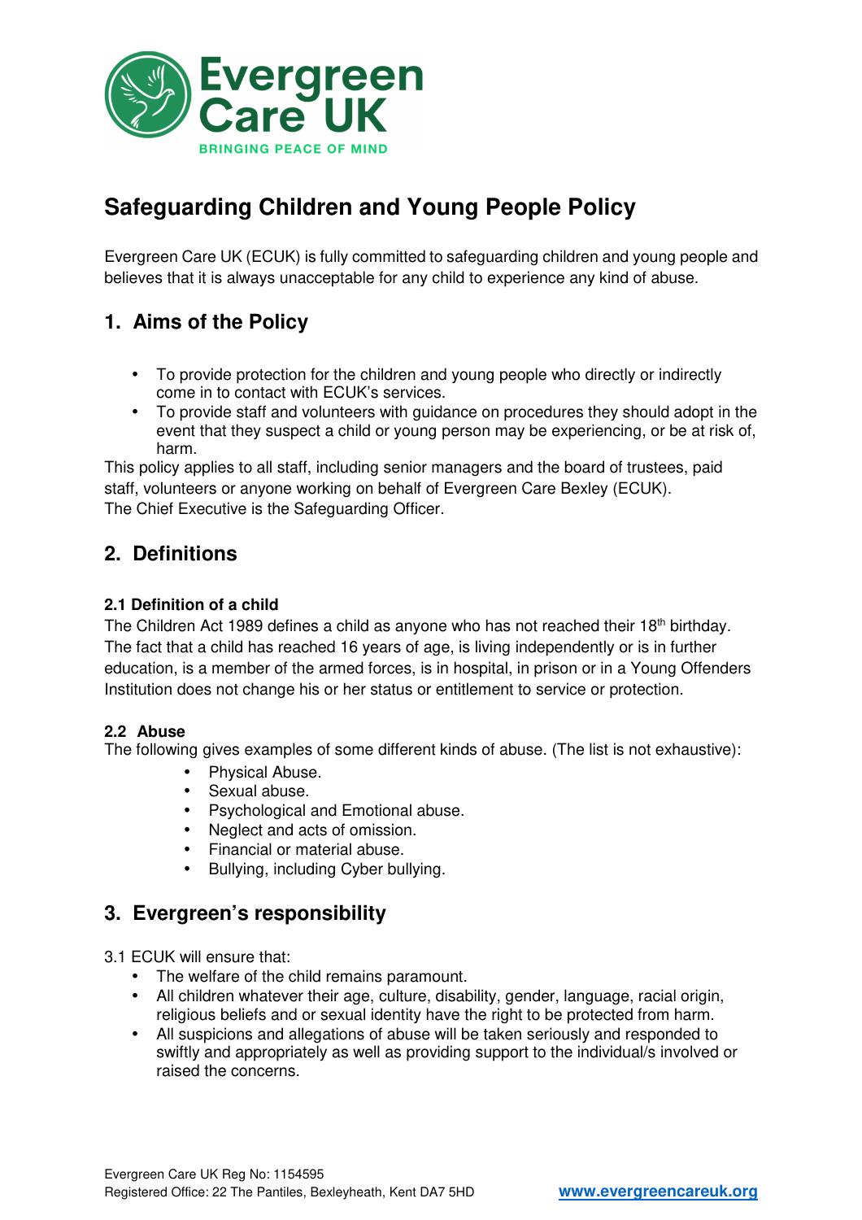Evergreen Care UK

BRINGING PEACE OF MIND

# Safeguarding Children and Young People Policy

Evergreen Care UK (ECUK) is fully committed to safeguarding children and young people and believes that it is always unacceptable for any child to experience any kind of abuse.

## 1. Aims of the Policy

- To provide protection for the children and young people who directly or indirectly come in to contact with ECUK's services.
- To provide staff and volunteers with guidance on procedures they should adopt in the event that they suspect a child or young person may be experiencing, or be at risk of, harm.

This policy applies to all staff, including senior managers and the board of trustees, paid staff, volunteers or anyone working on behalf of Evergreen Care Bexley (ECUK).
The Chief Executive is the Safeguarding Officer.

## 2. Definitions

### 2.1 Definition of a child

The Children Act 1989 defines a child as anyone who has not reached their 18th birthday. The fact that a child has reached 16 years of age, is living independently or is in further education, is a member of the armed forces, is in hospital, in prison or in a Young Offenders Institution does not change his or her status or entitlement to service or protection.

### 2.2 Abuse

The following gives examples of some different kinds of abuse. (The list is not exhaustive):

- Physical Abuse.
- Sexual abuse.
- Psychological and Emotional abuse.
- Neglect and acts of omission.
- Financial or material abuse.
- Bullying, including Cyber bullying.

## 3. Evergreen's responsibility

3.1 ECUK will ensure that:

- The welfare of the child remains paramount.
- All children whatever their age, culture, disability, gender, language, racial origin, religious beliefs and or sexual identity have the right to be protected from harm.
- All suspicions and allegations of abuse will be taken seriously and responded to swiftly and appropriately as well as providing support to the individual/s involved or raised the concerns.

Evergreen Care UK Reg No: 1154595
Registered Office: 22 The Pantiles, Bexleyheath, Kent DA7 5HD www.evergreencareuk.org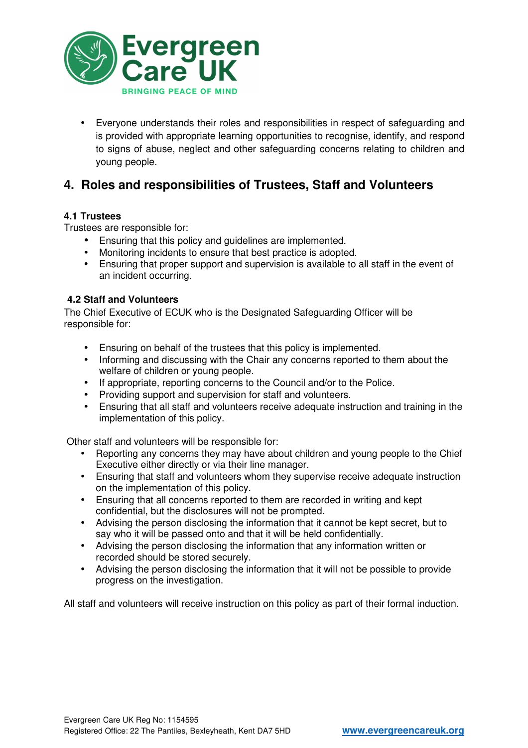- Everyone understands their roles and responsibilities in respect of safeguarding and is provided with appropriate learning opportunities to recognise, identify, and respond to signs of abuse, neglect and other safeguarding concerns relating to children and young people.

## 4. Roles and responsibilities of Trustees, Staff and Volunteers

**4.1 Trustees**

Trustees are responsible for:

- Ensuring that this policy and guidelines are implemented.
- Monitoring incidents to ensure that best practice is adopted.
- Ensuring that proper support and supervision is available to all staff in the event of an incident occurring.

**4.2 Staff and Volunteers**

The Chief Executive of ECUK who is the Designated Safeguarding Officer will be responsible for:

- Ensuring on behalf of the trustees that this policy is implemented.
- Informing and discussing with the Chair any concerns reported to them about the welfare of children or young people.
- If appropriate, reporting concerns to the Council and/or to the Police.
- Providing support and supervision for staff and volunteers.
- Ensuring that all staff and volunteers receive adequate instruction and training in the implementation of this policy.

Other staff and volunteers will be responsible for:

- Reporting any concerns they may have about children and young people to the Chief Executive either directly or via their line manager.
- Ensuring that staff and volunteers whom they supervise receive adequate instruction on the implementation of this policy.
- Ensuring that all concerns reported to them are recorded in writing and kept confidential, but the disclosures will not be prompted.
- Advising the person disclosing the information that it cannot be kept secret, but to say who it will be passed onto and that it will be held confidentially.
- Advising the person disclosing the information that any information written or recorded should be stored securely.
- Advising the person disclosing the information that it will not be possible to provide progress on the investigation.

All staff and volunteers will receive instruction on this policy as part of their formal induction.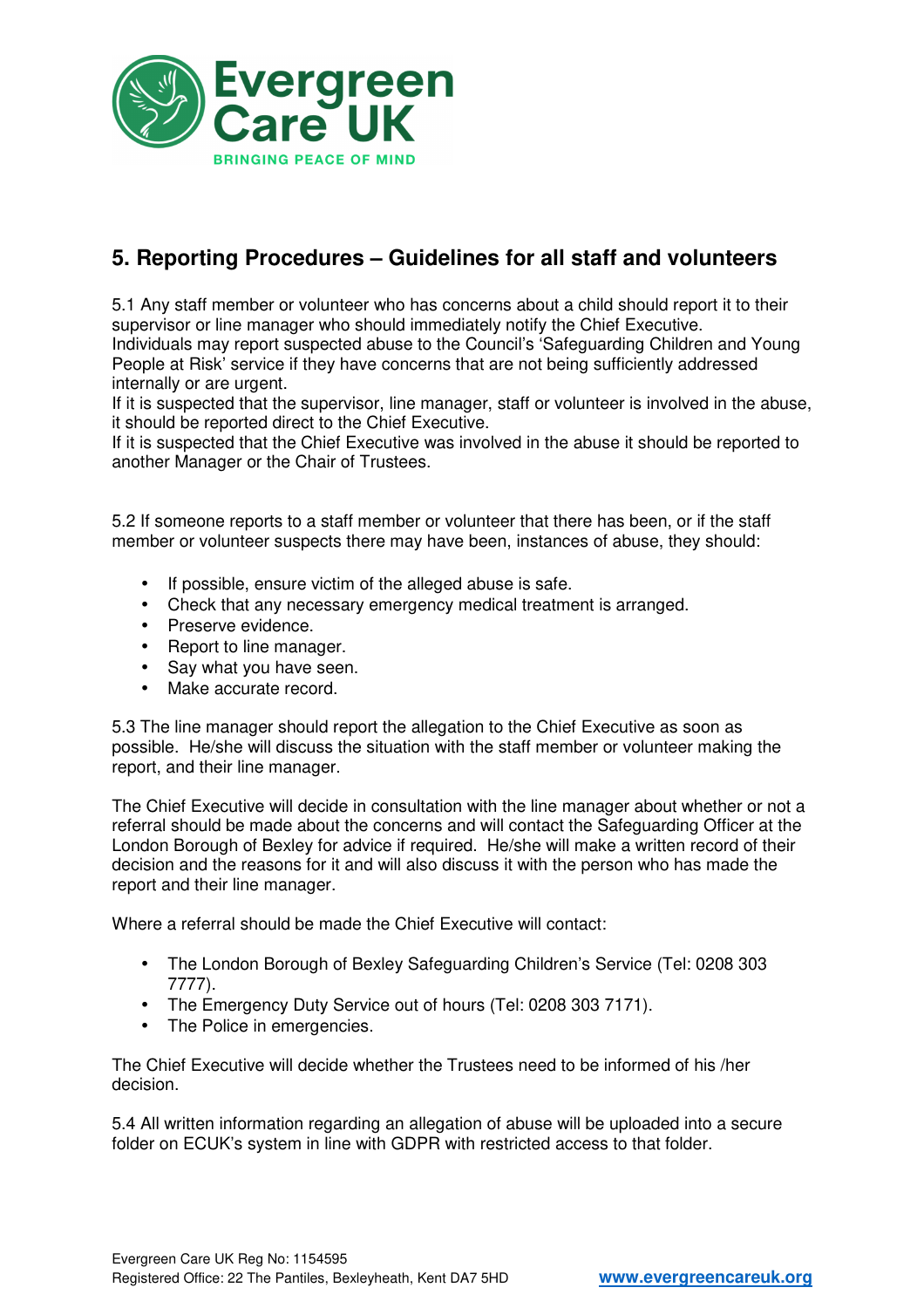## 5. Reporting Procedures – Guidelines for all staff and volunteers

5.1 Any staff member or volunteer who has concerns about a child should report it to their supervisor or line manager who should immediately notify the Chief Executive.
Individuals may report suspected abuse to the Council's 'Safeguarding Children and Young People at Risk' service if they have concerns that are not being sufficiently addressed internally or are urgent.
If it is suspected that the supervisor, line manager, staff or volunteer is involved in the abuse, it should be reported direct to the Chief Executive.
If it is suspected that the Chief Executive was involved in the abuse it should be reported to another Manager or the Chair of Trustees.

5.2 If someone reports to a staff member or volunteer that there has been, or if the staff member or volunteer suspects there may have been, instances of abuse, they should:

- If possible, ensure victim of the alleged abuse is safe.
- Check that any necessary emergency medical treatment is arranged.
- Preserve evidence.
- Report to line manager.
- Say what you have seen.
- Make accurate record.

5.3 The line manager should report the allegation to the Chief Executive as soon as possible. He/she will discuss the situation with the staff member or volunteer making the report, and their line manager.

The Chief Executive will decide in consultation with the line manager about whether or not a referral should be made about the concerns and will contact the Safeguarding Officer at the London Borough of Bexley for advice if required. He/she will make a written record of their decision and the reasons for it and will also discuss it with the person who has made the report and their line manager.

Where a referral should be made the Chief Executive will contact:

- The London Borough of Bexley Safeguarding Children's Service (Tel: 0208 303 7777).
- The Emergency Duty Service out of hours (Tel: 0208 303 7171).
- The Police in emergencies.

The Chief Executive will decide whether the Trustees need to be informed of his /her decision.

5.4 All written information regarding an allegation of abuse will be uploaded into a secure folder on ECUK's system in line with GDPR with restricted access to that folder.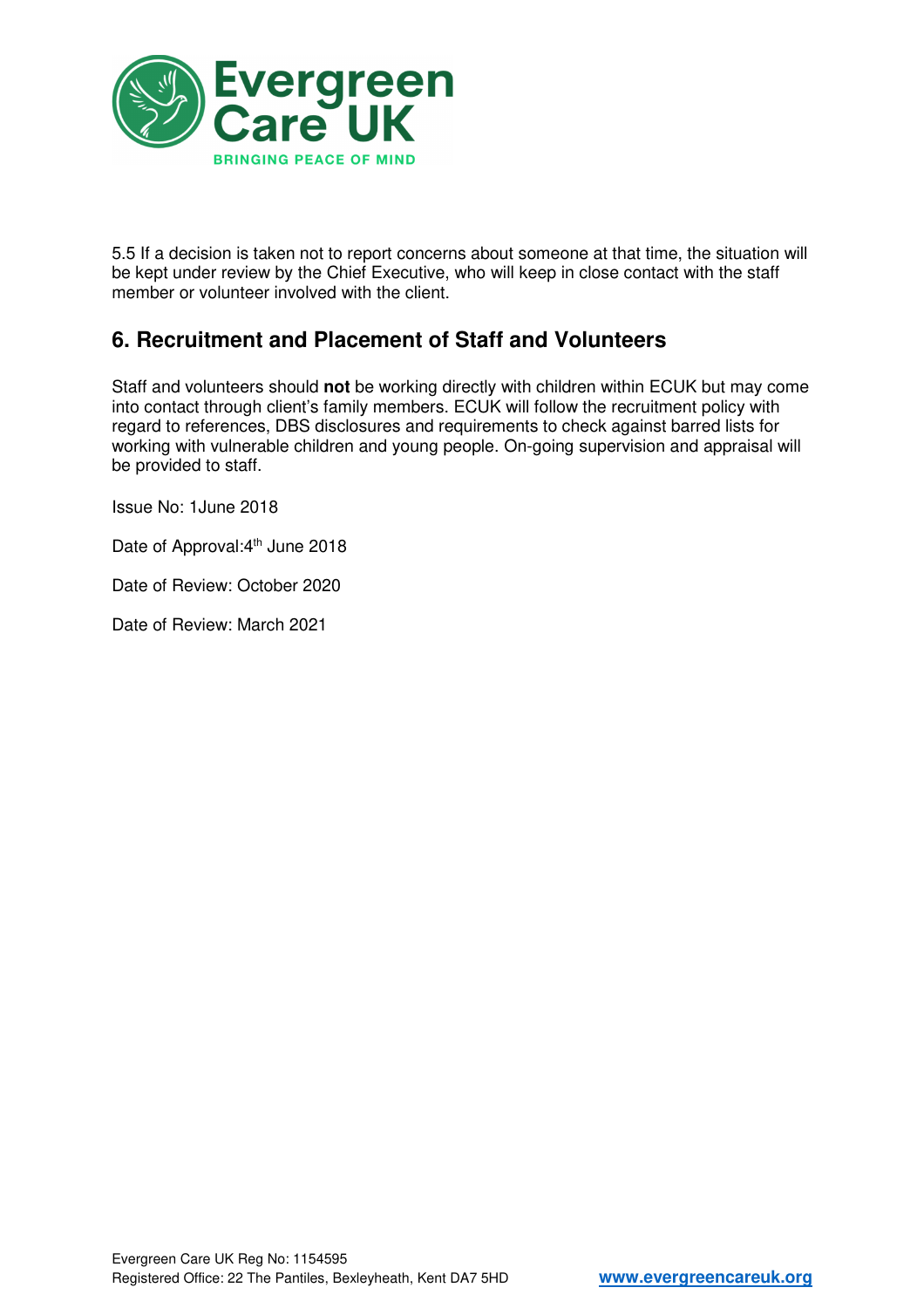5.5 If a decision is taken not to report concerns about someone at that time, the situation will be kept under review by the Chief Executive, who will keep in close contact with the staff member or volunteer involved with the client.

## 6. Recruitment and Placement of Staff and Volunteers

Staff and volunteers should **not** be working directly with children within ECUK but may come into contact through client's family members. ECUK will follow the recruitment policy with regard to references, DBS disclosures and requirements to check against barred lists for working with vulnerable children and young people. On-going supervision and appraisal will be provided to staff.

Issue No: 1June 2018

Date of Approval:4th June 2018

Date of Review: October 2020

Date of Review: March 2021